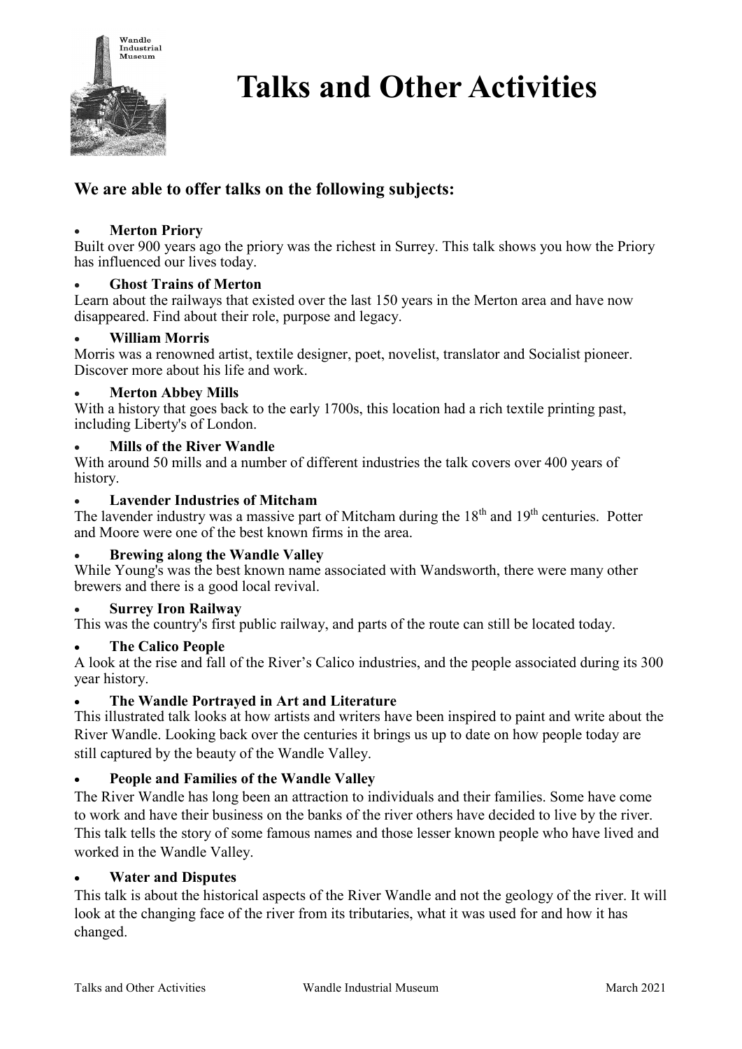# Talks and Other Activities

## We are able to offer talks on the following subjects:

- **Merton Priory**

Built over 900 years ago the priory was the richest in Surrey. This talk shows you how the Priory has influenced our lives today.

- **Ghost Trains of Merton**

Learn about the railways that existed over the last 150 years in the Merton area and have now disappeared. Find about their role, purpose and legacy.

- **William Morris**

Morris was a renowned artist, textile designer, poet, novelist, translator and Socialist pioneer. Discover more about his life and work.

- **Merton Abbey Mills**

With a history that goes back to the early 1700s, this location had a rich textile printing past, including Liberty's of London.

- **Mills of the River Wandle**

With around 50 mills and a number of different industries the talk covers over 400 years of history.

- **Lavender Industries of Mitcham**

The lavender industry was a massive part of Mitcham during the 18th and 19th centuries. Potter and Moore were one of the best known firms in the area.

- **Brewing along the Wandle Valley**

While Young's was the best known name associated with Wandsworth, there were many other brewers and there is a good local revival.

- **Surrey Iron Railway**

This was the country's first public railway, and parts of the route can still be located today.

- **The Calico People**

A look at the rise and fall of the River's Calico industries, and the people associated during its 300 year history.

- **The Wandle Portrayed in Art and Literature**

This illustrated talk looks at how artists and writers have been inspired to paint and write about the River Wandle. Looking back over the centuries it brings us up to date on how people today are still captured by the beauty of the Wandle Valley.

- **People and Families of the Wandle Valley**

The River Wandle has long been an attraction to individuals and their families. Some have come to work and have their business on the banks of the river others have decided to live by the river. This talk tells the story of some famous names and those lesser known people who have lived and worked in the Wandle Valley.

- **Water and Disputes**

This talk is about the historical aspects of the River Wandle and not the geology of the river. It will look at the changing face of the river from its tributaries, what it was used for and how it has changed.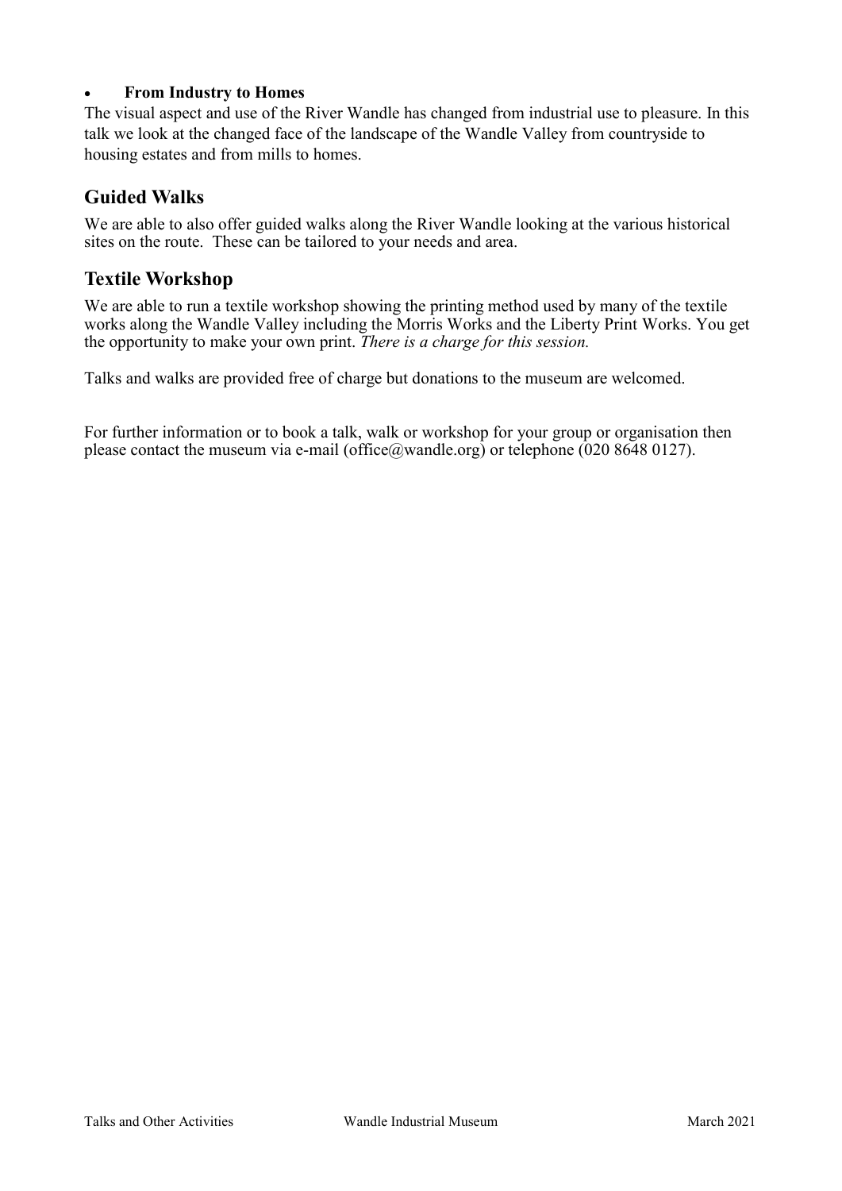- **From Industry to Homes**

The visual aspect and use of the River Wandle has changed from industrial use to pleasure. In this talk we look at the changed face of the landscape of the Wandle Valley from countryside to housing estates and from mills to homes.

## Guided Walks

We are able to also offer guided walks along the River Wandle looking at the various historical sites on the route. These can be tailored to your needs and area.

## Textile Workshop

We are able to run a textile workshop showing the printing method used by many of the textile works along the Wandle Valley including the Morris Works and the Liberty Print Works. You get the opportunity to make your own print. *There is a charge for this session.*

Talks and walks are provided free of charge but donations to the museum are welcomed.

For further information or to book a talk, walk or workshop for your group or organisation then please contact the museum via e-mail (office@wandle.org) or telephone (020 8648 0127).